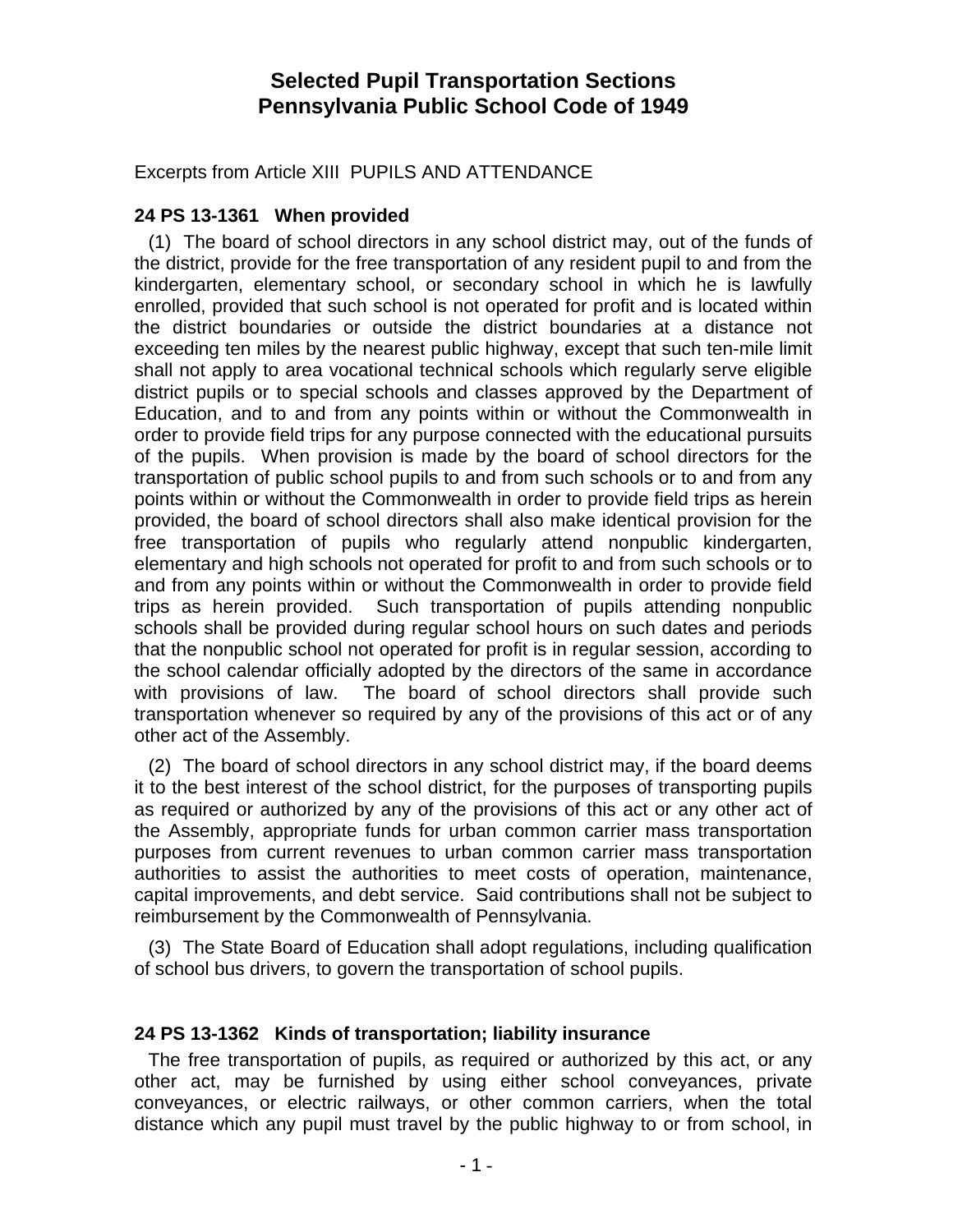# Selected Pupil Transportation Sections
# Pennsylvania Public School Code of 1949

Excerpts from Article XIII PUPILS AND ATTENDANCE

### 24 PS 13-1361 When provided

(1) The board of school directors in any school district may, out of the funds of the district, provide for the free transportation of any resident pupil to and from the kindergarten, elementary school, or secondary school in which he is lawfully enrolled, provided that such school is not operated for profit and is located within the district boundaries or outside the district boundaries at a distance not exceeding ten miles by the nearest public highway, except that such ten-mile limit shall not apply to area vocational technical schools which regularly serve eligible district pupils or to special schools and classes approved by the Department of Education, and to and from any points within or without the Commonwealth in order to provide field trips for any purpose connected with the educational pursuits of the pupils. When provision is made by the board of school directors for the transportation of public school pupils to and from such schools or to and from any points within or without the Commonwealth in order to provide field trips as herein provided, the board of school directors shall also make identical provision for the free transportation of pupils who regularly attend nonpublic kindergarten, elementary and high schools not operated for profit to and from such schools or to and from any points within or without the Commonwealth in order to provide field trips as herein provided. Such transportation of pupils attending nonpublic schools shall be provided during regular school hours on such dates and periods that the nonpublic school not operated for profit is in regular session, according to the school calendar officially adopted by the directors of the same in accordance with provisions of law. The board of school directors shall provide such transportation whenever so required by any of the provisions of this act or of any other act of the Assembly.

(2) The board of school directors in any school district may, if the board deems it to the best interest of the school district, for the purposes of transporting pupils as required or authorized by any of the provisions of this act or any other act of the Assembly, appropriate funds for urban common carrier mass transportation purposes from current revenues to urban common carrier mass transportation authorities to assist the authorities to meet costs of operation, maintenance, capital improvements, and debt service. Said contributions shall not be subject to reimbursement by the Commonwealth of Pennsylvania.

(3) The State Board of Education shall adopt regulations, including qualification of school bus drivers, to govern the transportation of school pupils.

### 24 PS 13-1362 Kinds of transportation; liability insurance

The free transportation of pupils, as required or authorized by this act, or any other act, may be furnished by using either school conveyances, private conveyances, or electric railways, or other common carriers, when the total distance which any pupil must travel by the public highway to or from school, in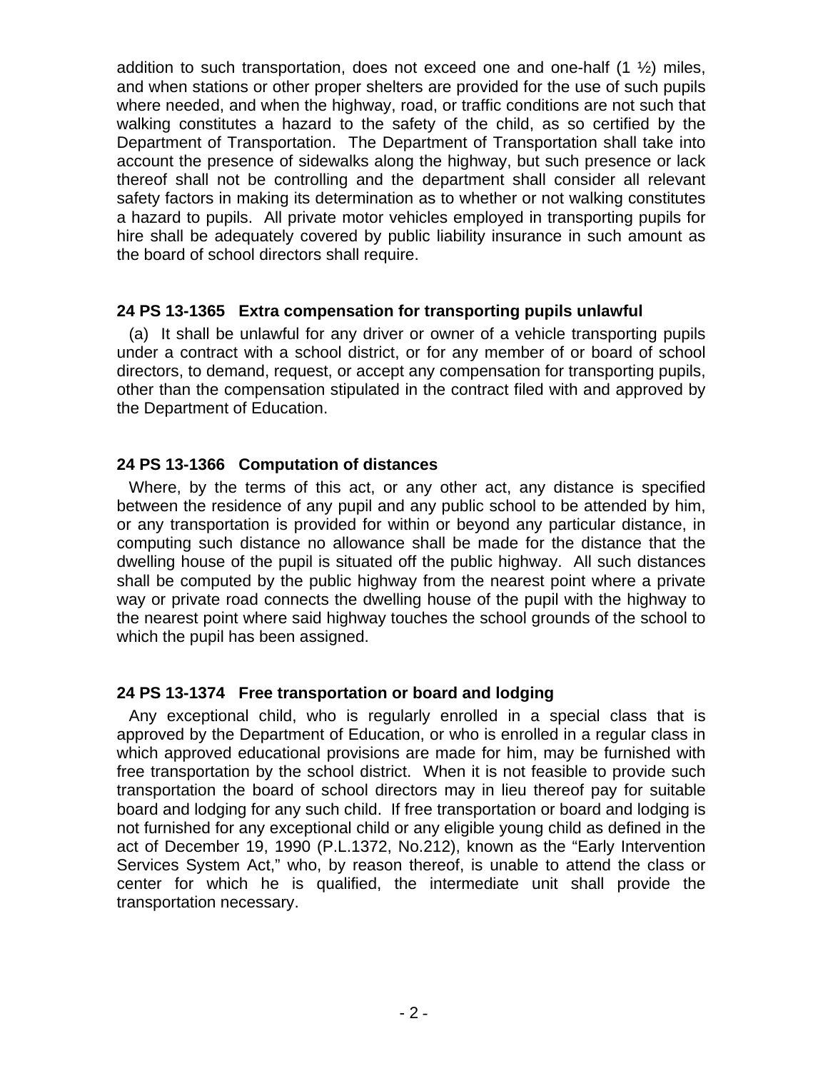addition to such transportation, does not exceed one and one-half (1 ½) miles, and when stations or other proper shelters are provided for the use of such pupils where needed, and when the highway, road, or traffic conditions are not such that walking constitutes a hazard to the safety of the child, as so certified by the Department of Transportation. The Department of Transportation shall take into account the presence of sidewalks along the highway, but such presence or lack thereof shall not be controlling and the department shall consider all relevant safety factors in making its determination as to whether or not walking constitutes a hazard to pupils. All private motor vehicles employed in transporting pupils for hire shall be adequately covered by public liability insurance in such amount as the board of school directors shall require.

### 24 PS 13-1365 Extra compensation for transporting pupils unlawful

(a) It shall be unlawful for any driver or owner of a vehicle transporting pupils under a contract with a school district, or for any member of or board of school directors, to demand, request, or accept any compensation for transporting pupils, other than the compensation stipulated in the contract filed with and approved by the Department of Education.

### 24 PS 13-1366 Computation of distances

Where, by the terms of this act, or any other act, any distance is specified between the residence of any pupil and any public school to be attended by him, or any transportation is provided for within or beyond any particular distance, in computing such distance no allowance shall be made for the distance that the dwelling house of the pupil is situated off the public highway. All such distances shall be computed by the public highway from the nearest point where a private way or private road connects the dwelling house of the pupil with the highway to the nearest point where said highway touches the school grounds of the school to which the pupil has been assigned.

### 24 PS 13-1374 Free transportation or board and lodging

Any exceptional child, who is regularly enrolled in a special class that is approved by the Department of Education, or who is enrolled in a regular class in which approved educational provisions are made for him, may be furnished with free transportation by the school district. When it is not feasible to provide such transportation the board of school directors may in lieu thereof pay for suitable board and lodging for any such child. If free transportation or board and lodging is not furnished for any exceptional child or any eligible young child as defined in the act of December 19, 1990 (P.L.1372, No.212), known as the "Early Intervention Services System Act," who, by reason thereof, is unable to attend the class or center for which he is qualified, the intermediate unit shall provide the transportation necessary.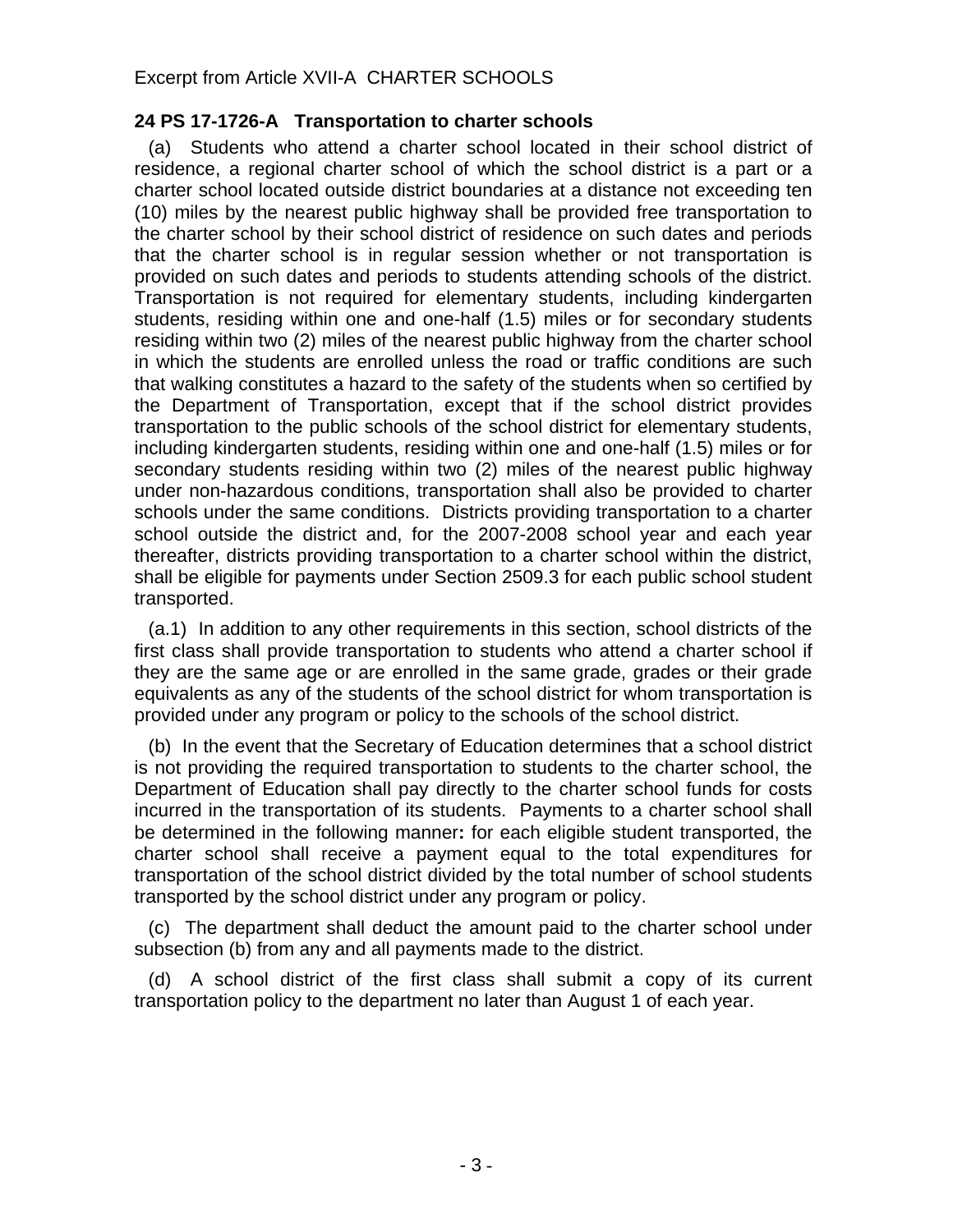Excerpt from Article XVII-A CHARTER SCHOOLS

**24 PS 17-1726-A Transportation to charter schools**

(a) Students who attend a charter school located in their school district of residence, a regional charter school of which the school district is a part or a charter school located outside district boundaries at a distance not exceeding ten (10) miles by the nearest public highway shall be provided free transportation to the charter school by their school district of residence on such dates and periods that the charter school is in regular session whether or not transportation is provided on such dates and periods to students attending schools of the district. Transportation is not required for elementary students, including kindergarten students, residing within one and one-half (1.5) miles or for secondary students residing within two (2) miles of the nearest public highway from the charter school in which the students are enrolled unless the road or traffic conditions are such that walking constitutes a hazard to the safety of the students when so certified by the Department of Transportation, except that if the school district provides transportation to the public schools of the school district for elementary students, including kindergarten students, residing within one and one-half (1.5) miles or for secondary students residing within two (2) miles of the nearest public highway under non-hazardous conditions, transportation shall also be provided to charter schools under the same conditions. Districts providing transportation to a charter school outside the district and, for the 2007-2008 school year and each year thereafter, districts providing transportation to a charter school within the district, shall be eligible for payments under Section 2509.3 for each public school student transported.

(a.1) In addition to any other requirements in this section, school districts of the first class shall provide transportation to students who attend a charter school if they are the same age or are enrolled in the same grade, grades or their grade equivalents as any of the students of the school district for whom transportation is provided under any program or policy to the schools of the school district.

(b) In the event that the Secretary of Education determines that a school district is not providing the required transportation to students to the charter school, the Department of Education shall pay directly to the charter school funds for costs incurred in the transportation of its students. Payments to a charter school shall be determined in the following manner**:** for each eligible student transported, the charter school shall receive a payment equal to the total expenditures for transportation of the school district divided by the total number of school students transported by the school district under any program or policy.

(c) The department shall deduct the amount paid to the charter school under subsection (b) from any and all payments made to the district.

(d) A school district of the first class shall submit a copy of its current transportation policy to the department no later than August 1 of each year.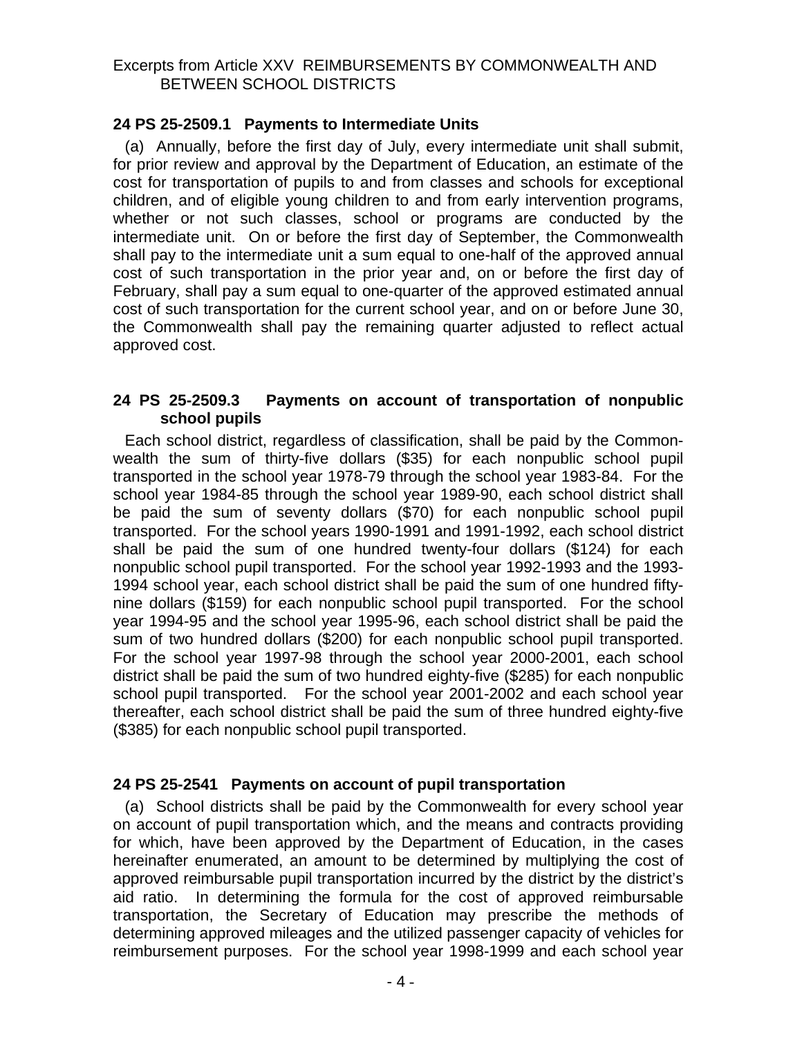Excerpts from Article XXV REIMBURSEMENTS BY COMMONWEALTH AND BETWEEN SCHOOL DISTRICTS

### 24 PS 25-2509.1 Payments to Intermediate Units

(a) Annually, before the first day of July, every intermediate unit shall submit, for prior review and approval by the Department of Education, an estimate of the cost for transportation of pupils to and from classes and schools for exceptional children, and of eligible young children to and from early intervention programs, whether or not such classes, school or programs are conducted by the intermediate unit. On or before the first day of September, the Commonwealth shall pay to the intermediate unit a sum equal to one-half of the approved annual cost of such transportation in the prior year and, on or before the first day of February, shall pay a sum equal to one-quarter of the approved estimated annual cost of such transportation for the current school year, and on or before June 30, the Commonwealth shall pay the remaining quarter adjusted to reflect actual approved cost.

### 24 PS 25-2509.3 Payments on account of transportation of nonpublic school pupils

Each school district, regardless of classification, shall be paid by the Commonwealth the sum of thirty-five dollars ($35) for each nonpublic school pupil transported in the school year 1978-79 through the school year 1983-84. For the school year 1984-85 through the school year 1989-90, each school district shall be paid the sum of seventy dollars ($70) for each nonpublic school pupil transported. For the school years 1990-1991 and 1991-1992, each school district shall be paid the sum of one hundred twenty-four dollars ($124) for each nonpublic school pupil transported. For the school year 1992-1993 and the 1993-1994 school year, each school district shall be paid the sum of one hundred fifty-nine dollars ($159) for each nonpublic school pupil transported. For the school year 1994-95 and the school year 1995-96, each school district shall be paid the sum of two hundred dollars ($200) for each nonpublic school pupil transported. For the school year 1997-98 through the school year 2000-2001, each school district shall be paid the sum of two hundred eighty-five ($285) for each nonpublic school pupil transported. For the school year 2001-2002 and each school year thereafter, each school district shall be paid the sum of three hundred eighty-five ($385) for each nonpublic school pupil transported.

### 24 PS 25-2541 Payments on account of pupil transportation

(a) School districts shall be paid by the Commonwealth for every school year on account of pupil transportation which, and the means and contracts providing for which, have been approved by the Department of Education, in the cases hereinafter enumerated, an amount to be determined by multiplying the cost of approved reimbursable pupil transportation incurred by the district by the district's aid ratio. In determining the formula for the cost of approved reimbursable transportation, the Secretary of Education may prescribe the methods of determining approved mileages and the utilized passenger capacity of vehicles for reimbursement purposes. For the school year 1998-1999 and each school year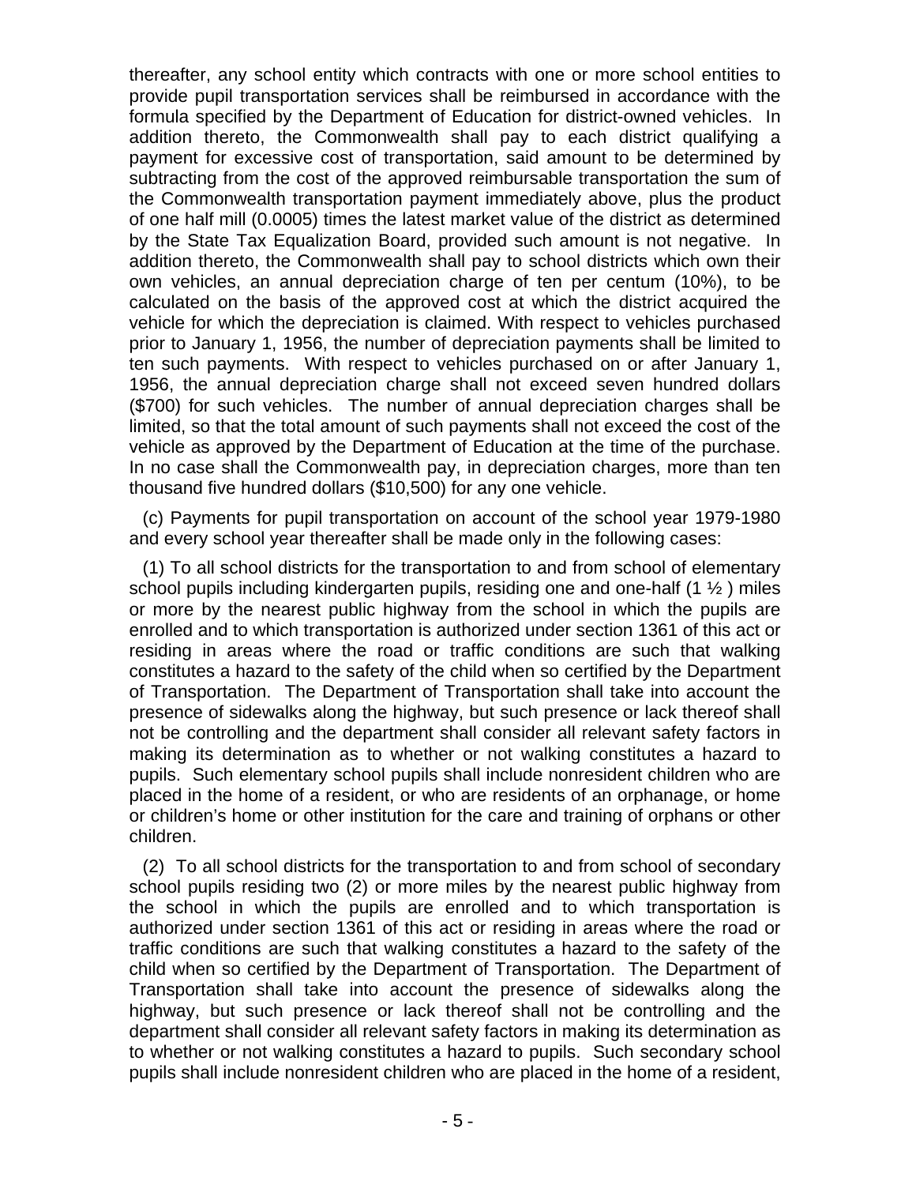thereafter, any school entity which contracts with one or more school entities to provide pupil transportation services shall be reimbursed in accordance with the formula specified by the Department of Education for district-owned vehicles. In addition thereto, the Commonwealth shall pay to each district qualifying a payment for excessive cost of transportation, said amount to be determined by subtracting from the cost of the approved reimbursable transportation the sum of the Commonwealth transportation payment immediately above, plus the product of one half mill (0.0005) times the latest market value of the district as determined by the State Tax Equalization Board, provided such amount is not negative. In addition thereto, the Commonwealth shall pay to school districts which own their own vehicles, an annual depreciation charge of ten per centum (10%), to be calculated on the basis of the approved cost at which the district acquired the vehicle for which the depreciation is claimed. With respect to vehicles purchased prior to January 1, 1956, the number of depreciation payments shall be limited to ten such payments. With respect to vehicles purchased on or after January 1, 1956, the annual depreciation charge shall not exceed seven hundred dollars ($700) for such vehicles. The number of annual depreciation charges shall be limited, so that the total amount of such payments shall not exceed the cost of the vehicle as approved by the Department of Education at the time of the purchase. In no case shall the Commonwealth pay, in depreciation charges, more than ten thousand five hundred dollars ($10,500) for any one vehicle.

(c) Payments for pupil transportation on account of the school year 1979-1980 and every school year thereafter shall be made only in the following cases:

(1) To all school districts for the transportation to and from school of elementary school pupils including kindergarten pupils, residing one and one-half (1 ½ ) miles or more by the nearest public highway from the school in which the pupils are enrolled and to which transportation is authorized under section 1361 of this act or residing in areas where the road or traffic conditions are such that walking constitutes a hazard to the safety of the child when so certified by the Department of Transportation. The Department of Transportation shall take into account the presence of sidewalks along the highway, but such presence or lack thereof shall not be controlling and the department shall consider all relevant safety factors in making its determination as to whether or not walking constitutes a hazard to pupils. Such elementary school pupils shall include nonresident children who are placed in the home of a resident, or who are residents of an orphanage, or home or children's home or other institution for the care and training of orphans or other children.

(2) To all school districts for the transportation to and from school of secondary school pupils residing two (2) or more miles by the nearest public highway from the school in which the pupils are enrolled and to which transportation is authorized under section 1361 of this act or residing in areas where the road or traffic conditions are such that walking constitutes a hazard to the safety of the child when so certified by the Department of Transportation. The Department of Transportation shall take into account the presence of sidewalks along the highway, but such presence or lack thereof shall not be controlling and the department shall consider all relevant safety factors in making its determination as to whether or not walking constitutes a hazard to pupils. Such secondary school pupils shall include nonresident children who are placed in the home of a resident,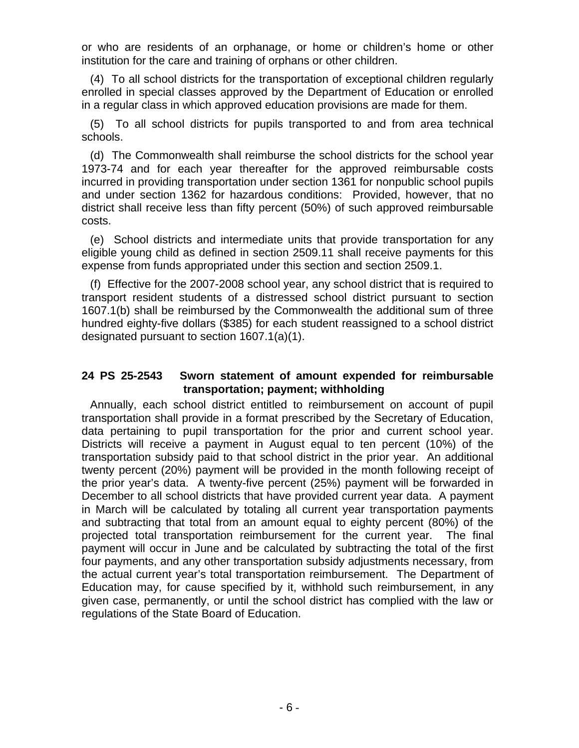or who are residents of an orphanage, or home or children's home or other institution for the care and training of orphans or other children.

(4) To all school districts for the transportation of exceptional children regularly enrolled in special classes approved by the Department of Education or enrolled in a regular class in which approved education provisions are made for them.

(5) To all school districts for pupils transported to and from area technical schools.

(d) The Commonwealth shall reimburse the school districts for the school year 1973-74 and for each year thereafter for the approved reimbursable costs incurred in providing transportation under section 1361 for nonpublic school pupils and under section 1362 for hazardous conditions: Provided, however, that no district shall receive less than fifty percent (50%) of such approved reimbursable costs.

(e) School districts and intermediate units that provide transportation for any eligible young child as defined in section 2509.11 shall receive payments for this expense from funds appropriated under this section and section 2509.1.

(f) Effective for the 2007-2008 school year, any school district that is required to transport resident students of a distressed school district pursuant to section 1607.1(b) shall be reimbursed by the Commonwealth the additional sum of three hundred eighty-five dollars ($385) for each student reassigned to a school district designated pursuant to section 1607.1(a)(1).

**24 PS 25-2543 Sworn statement of amount expended for reimbursable transportation; payment; withholding**

Annually, each school district entitled to reimbursement on account of pupil transportation shall provide in a format prescribed by the Secretary of Education, data pertaining to pupil transportation for the prior and current school year. Districts will receive a payment in August equal to ten percent (10%) of the transportation subsidy paid to that school district in the prior year. An additional twenty percent (20%) payment will be provided in the month following receipt of the prior year's data. A twenty-five percent (25%) payment will be forwarded in December to all school districts that have provided current year data. A payment in March will be calculated by totaling all current year transportation payments and subtracting that total from an amount equal to eighty percent (80%) of the projected total transportation reimbursement for the current year. The final payment will occur in June and be calculated by subtracting the total of the first four payments, and any other transportation subsidy adjustments necessary, from the actual current year's total transportation reimbursement. The Department of Education may, for cause specified by it, withhold such reimbursement, in any given case, permanently, or until the school district has complied with the law or regulations of the State Board of Education.